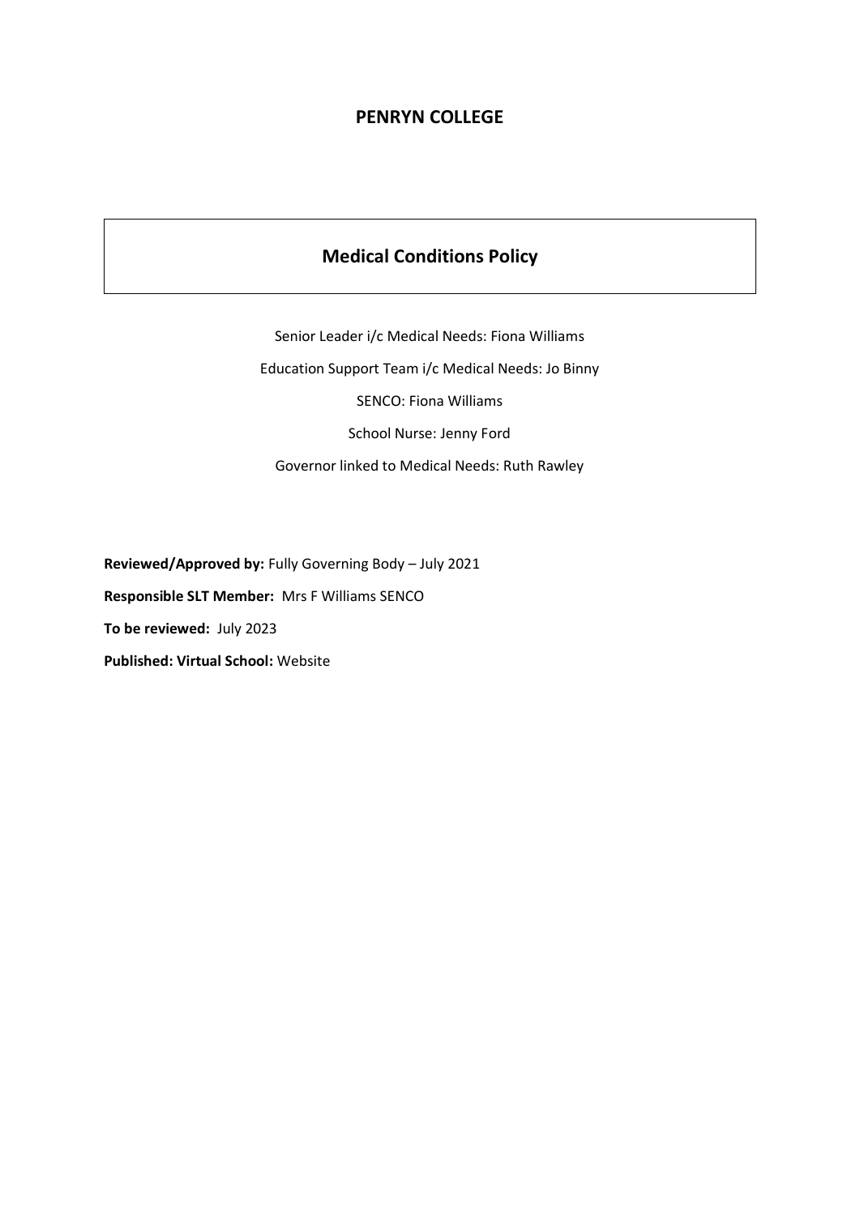# PENRYN COLLEGE

## Medical Conditions Policy

Senior Leader i/c Medical Needs: Fiona Williams

Education Support Team i/c Medical Needs: Jo Binny

SENCO: Fiona Williams

School Nurse: Jenny Ford

Governor linked to Medical Needs: Ruth Rawley

**Reviewed/Approved by:** Fully Governing Body – July 2021

**Responsible SLT Member:** Mrs F Williams SENCO

**To be reviewed:** July 2023

**Published: Virtual School:** Website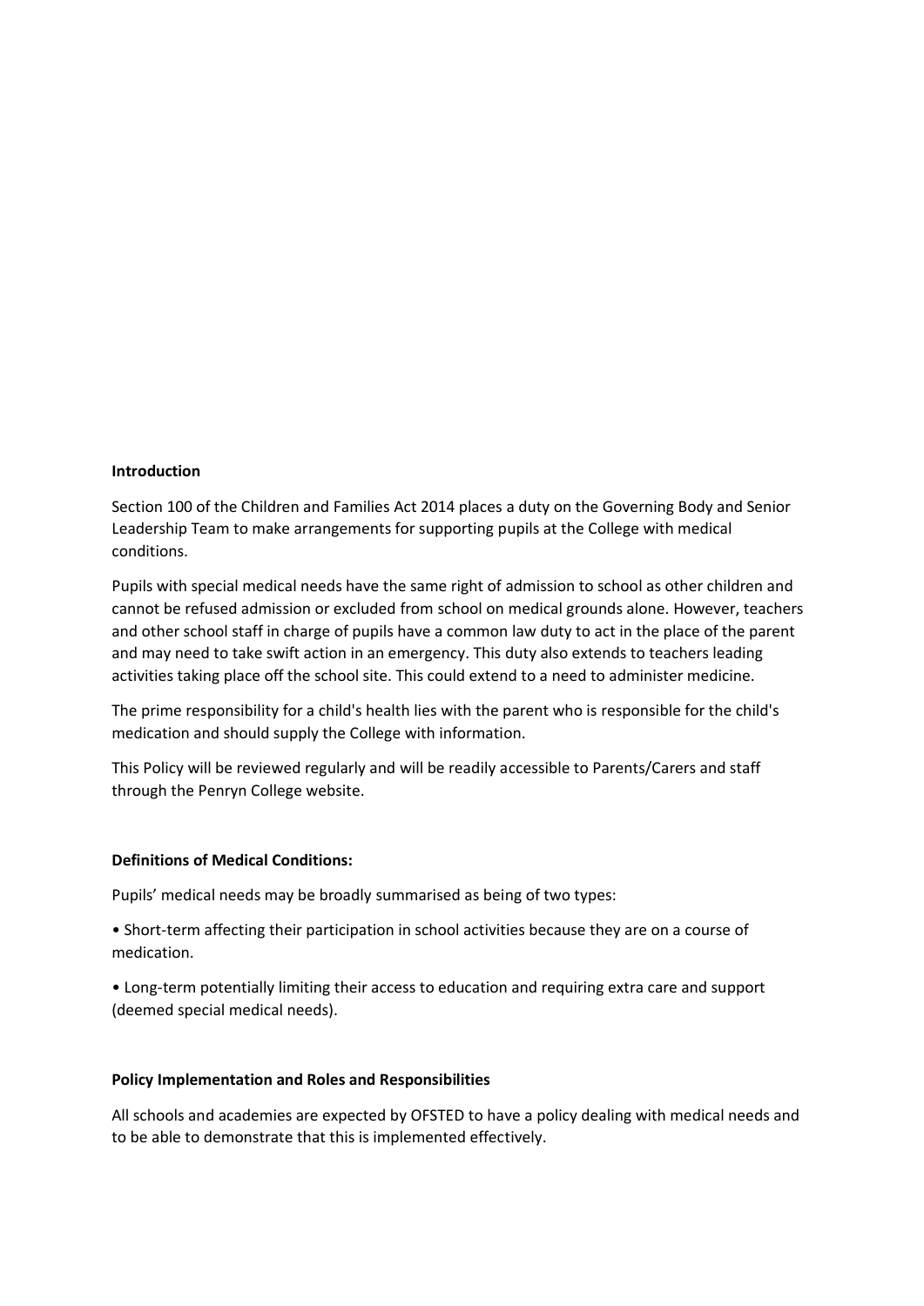**Introduction**

Section 100 of the Children and Families Act 2014 places a duty on the Governing Body and Senior Leadership Team to make arrangements for supporting pupils at the College with medical conditions.

Pupils with special medical needs have the same right of admission to school as other children and cannot be refused admission or excluded from school on medical grounds alone. However, teachers and other school staff in charge of pupils have a common law duty to act in the place of the parent and may need to take swift action in an emergency. This duty also extends to teachers leading activities taking place off the school site. This could extend to a need to administer medicine.

The prime responsibility for a child's health lies with the parent who is responsible for the child's medication and should supply the College with information.

This Policy will be reviewed regularly and will be readily accessible to Parents/Carers and staff through the Penryn College website.

**Definitions of Medical Conditions:**

Pupils' medical needs may be broadly summarised as being of two types:

- Short-term affecting their participation in school activities because they are on a course of medication.
- Long-term potentially limiting their access to education and requiring extra care and support (deemed special medical needs).

**Policy Implementation and Roles and Responsibilities**

All schools and academies are expected by OFSTED to have a policy dealing with medical needs and to be able to demonstrate that this is implemented effectively.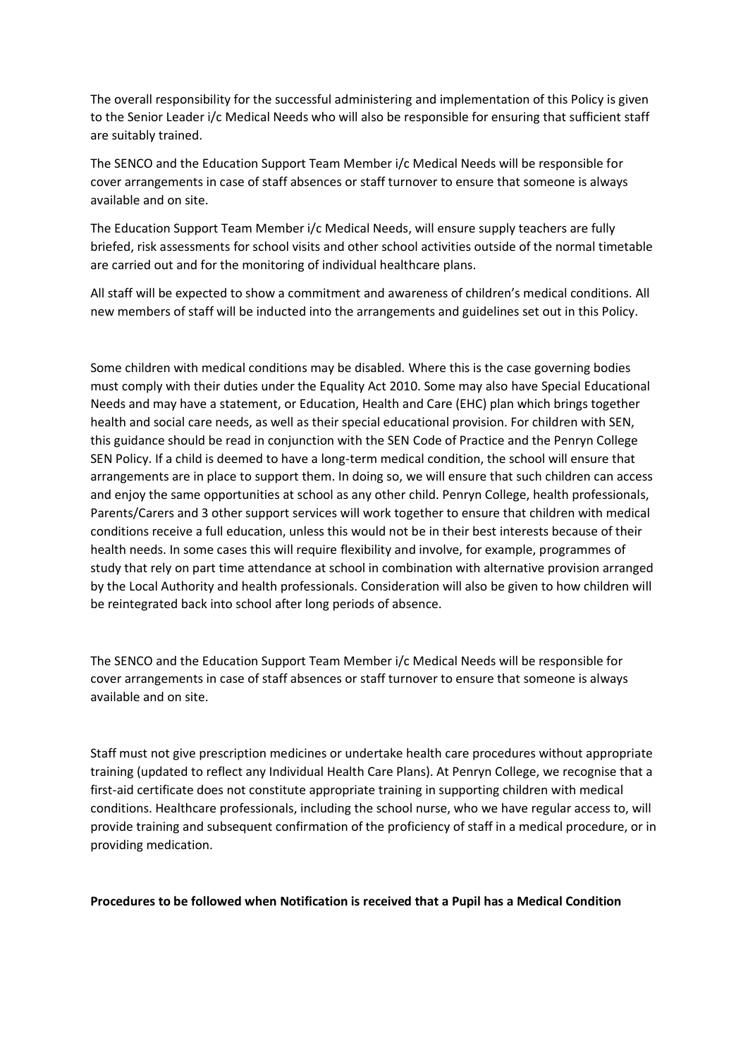The overall responsibility for the successful administering and implementation of this Policy is given to the Senior Leader i/c Medical Needs who will also be responsible for ensuring that sufficient staff are suitably trained.

The SENCO and the Education Support Team Member i/c Medical Needs will be responsible for cover arrangements in case of staff absences or staff turnover to ensure that someone is always available and on site.

The Education Support Team Member i/c Medical Needs, will ensure supply teachers are fully briefed, risk assessments for school visits and other school activities outside of the normal timetable are carried out and for the monitoring of individual healthcare plans.

All staff will be expected to show a commitment and awareness of children's medical conditions. All new members of staff will be inducted into the arrangements and guidelines set out in this Policy.

Some children with medical conditions may be disabled. Where this is the case governing bodies must comply with their duties under the Equality Act 2010. Some may also have Special Educational Needs and may have a statement, or Education, Health and Care (EHC) plan which brings together health and social care needs, as well as their special educational provision. For children with SEN, this guidance should be read in conjunction with the SEN Code of Practice and the Penryn College SEN Policy. If a child is deemed to have a long-term medical condition, the school will ensure that arrangements are in place to support them. In doing so, we will ensure that such children can access and enjoy the same opportunities at school as any other child. Penryn College, health professionals, Parents/Carers and 3 other support services will work together to ensure that children with medical conditions receive a full education, unless this would not be in their best interests because of their health needs. In some cases this will require flexibility and involve, for example, programmes of study that rely on part time attendance at school in combination with alternative provision arranged by the Local Authority and health professionals. Consideration will also be given to how children will be reintegrated back into school after long periods of absence.

The SENCO and the Education Support Team Member i/c Medical Needs will be responsible for cover arrangements in case of staff absences or staff turnover to ensure that someone is always available and on site.

Staff must not give prescription medicines or undertake health care procedures without appropriate training (updated to reflect any Individual Health Care Plans). At Penryn College, we recognise that a first-aid certificate does not constitute appropriate training in supporting children with medical conditions. Healthcare professionals, including the school nurse, who we have regular access to, will provide training and subsequent confirmation of the proficiency of staff in a medical procedure, or in providing medication.

**Procedures to be followed when Notification is received that a Pupil has a Medical Condition**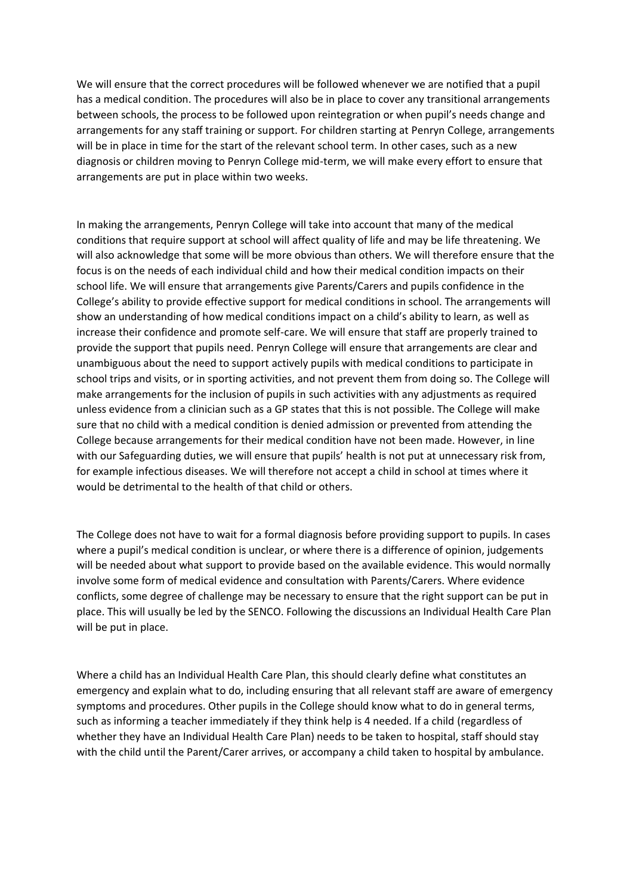We will ensure that the correct procedures will be followed whenever we are notified that a pupil has a medical condition. The procedures will also be in place to cover any transitional arrangements between schools, the process to be followed upon reintegration or when pupil's needs change and arrangements for any staff training or support. For children starting at Penryn College, arrangements will be in place in time for the start of the relevant school term. In other cases, such as a new diagnosis or children moving to Penryn College mid-term, we will make every effort to ensure that arrangements are put in place within two weeks.

In making the arrangements, Penryn College will take into account that many of the medical conditions that require support at school will affect quality of life and may be life threatening. We will also acknowledge that some will be more obvious than others. We will therefore ensure that the focus is on the needs of each individual child and how their medical condition impacts on their school life. We will ensure that arrangements give Parents/Carers and pupils confidence in the College's ability to provide effective support for medical conditions in school. The arrangements will show an understanding of how medical conditions impact on a child's ability to learn, as well as increase their confidence and promote self-care. We will ensure that staff are properly trained to provide the support that pupils need. Penryn College will ensure that arrangements are clear and unambiguous about the need to support actively pupils with medical conditions to participate in school trips and visits, or in sporting activities, and not prevent them from doing so. The College will make arrangements for the inclusion of pupils in such activities with any adjustments as required unless evidence from a clinician such as a GP states that this is not possible. The College will make sure that no child with a medical condition is denied admission or prevented from attending the College because arrangements for their medical condition have not been made. However, in line with our Safeguarding duties, we will ensure that pupils' health is not put at unnecessary risk from, for example infectious diseases. We will therefore not accept a child in school at times where it would be detrimental to the health of that child or others.

The College does not have to wait for a formal diagnosis before providing support to pupils. In cases where a pupil's medical condition is unclear, or where there is a difference of opinion, judgements will be needed about what support to provide based on the available evidence. This would normally involve some form of medical evidence and consultation with Parents/Carers. Where evidence conflicts, some degree of challenge may be necessary to ensure that the right support can be put in place. This will usually be led by the SENCO. Following the discussions an Individual Health Care Plan will be put in place.

Where a child has an Individual Health Care Plan, this should clearly define what constitutes an emergency and explain what to do, including ensuring that all relevant staff are aware of emergency symptoms and procedures. Other pupils in the College should know what to do in general terms, such as informing a teacher immediately if they think help is 4 needed. If a child (regardless of whether they have an Individual Health Care Plan) needs to be taken to hospital, staff should stay with the child until the Parent/Carer arrives, or accompany a child taken to hospital by ambulance.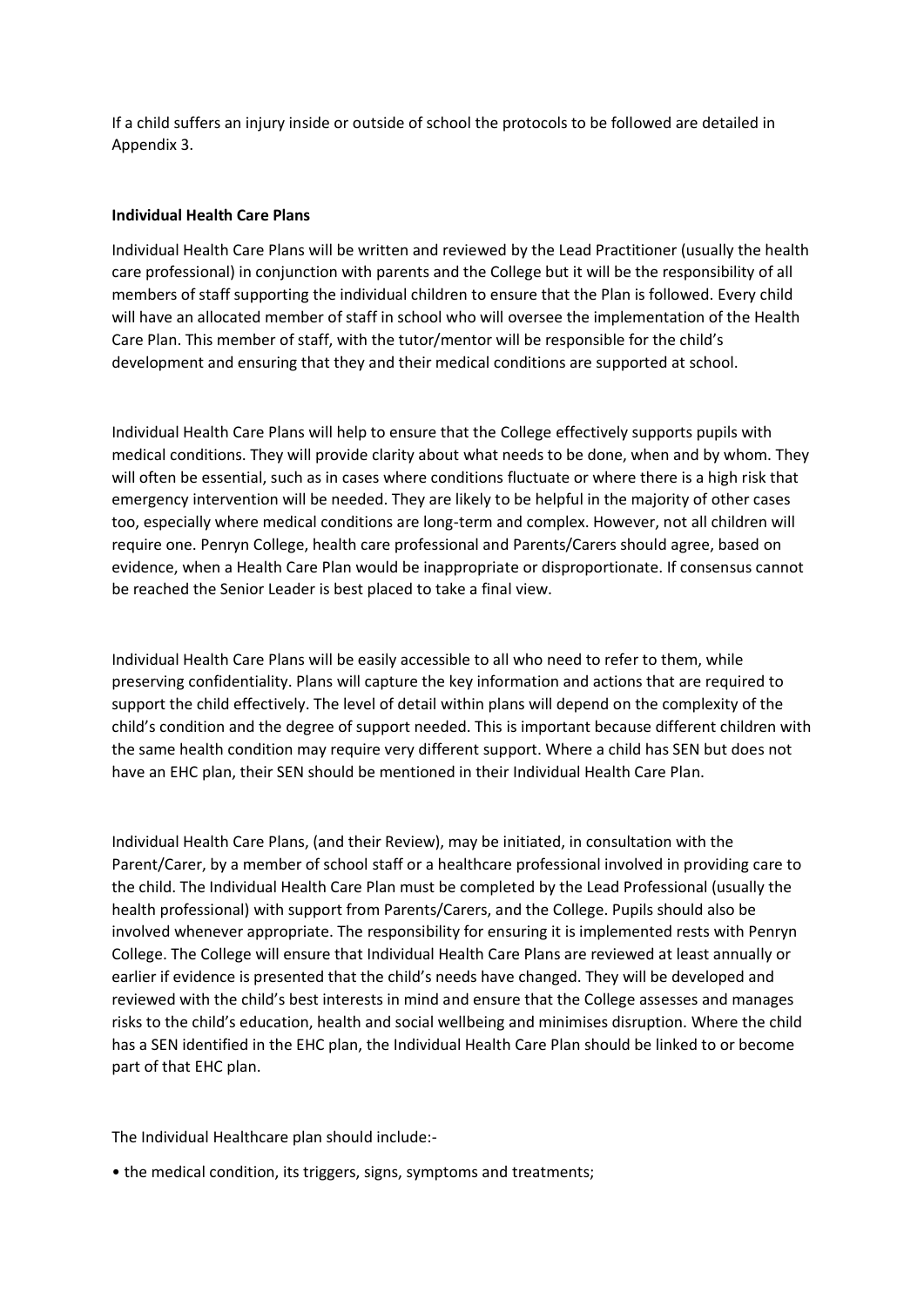If a child suffers an injury inside or outside of school the protocols to be followed are detailed in Appendix 3.

**Individual Health Care Plans**

Individual Health Care Plans will be written and reviewed by the Lead Practitioner (usually the health care professional) in conjunction with parents and the College but it will be the responsibility of all members of staff supporting the individual children to ensure that the Plan is followed. Every child will have an allocated member of staff in school who will oversee the implementation of the Health Care Plan. This member of staff, with the tutor/mentor will be responsible for the child's development and ensuring that they and their medical conditions are supported at school.

Individual Health Care Plans will help to ensure that the College effectively supports pupils with medical conditions. They will provide clarity about what needs to be done, when and by whom. They will often be essential, such as in cases where conditions fluctuate or where there is a high risk that emergency intervention will be needed. They are likely to be helpful in the majority of other cases too, especially where medical conditions are long-term and complex. However, not all children will require one. Penryn College, health care professional and Parents/Carers should agree, based on evidence, when a Health Care Plan would be inappropriate or disproportionate. If consensus cannot be reached the Senior Leader is best placed to take a final view.

Individual Health Care Plans will be easily accessible to all who need to refer to them, while preserving confidentiality. Plans will capture the key information and actions that are required to support the child effectively. The level of detail within plans will depend on the complexity of the child's condition and the degree of support needed. This is important because different children with the same health condition may require very different support. Where a child has SEN but does not have an EHC plan, their SEN should be mentioned in their Individual Health Care Plan.

Individual Health Care Plans, (and their Review), may be initiated, in consultation with the Parent/Carer, by a member of school staff or a healthcare professional involved in providing care to the child. The Individual Health Care Plan must be completed by the Lead Professional (usually the health professional) with support from Parents/Carers, and the College. Pupils should also be involved whenever appropriate. The responsibility for ensuring it is implemented rests with Penryn College. The College will ensure that Individual Health Care Plans are reviewed at least annually or earlier if evidence is presented that the child's needs have changed. They will be developed and reviewed with the child's best interests in mind and ensure that the College assesses and manages risks to the child's education, health and social wellbeing and minimises disruption. Where the child has a SEN identified in the EHC plan, the Individual Health Care Plan should be linked to or become part of that EHC plan.

The Individual Healthcare plan should include:-

- the medical condition, its triggers, signs, symptoms and treatments;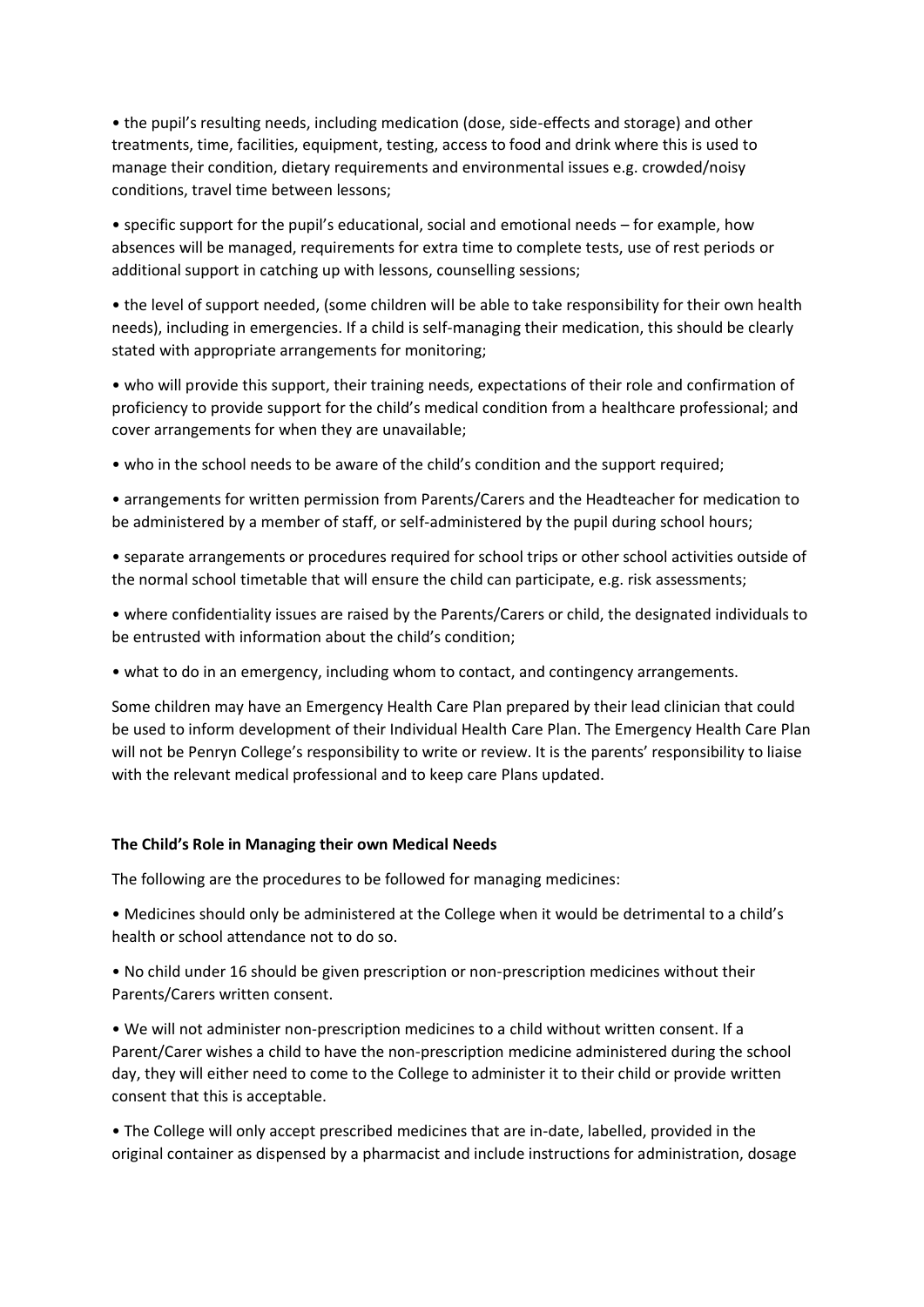- the pupil's resulting needs, including medication (dose, side-effects and storage) and other treatments, time, facilities, equipment, testing, access to food and drink where this is used to manage their condition, dietary requirements and environmental issues e.g. crowded/noisy conditions, travel time between lessons;
- specific support for the pupil's educational, social and emotional needs – for example, how absences will be managed, requirements for extra time to complete tests, use of rest periods or additional support in catching up with lessons, counselling sessions;
- the level of support needed, (some children will be able to take responsibility for their own health needs), including in emergencies. If a child is self-managing their medication, this should be clearly stated with appropriate arrangements for monitoring;
- who will provide this support, their training needs, expectations of their role and confirmation of proficiency to provide support for the child's medical condition from a healthcare professional; and cover arrangements for when they are unavailable;
- who in the school needs to be aware of the child's condition and the support required;
- arrangements for written permission from Parents/Carers and the Headteacher for medication to be administered by a member of staff, or self-administered by the pupil during school hours;
- separate arrangements or procedures required for school trips or other school activities outside of the normal school timetable that will ensure the child can participate, e.g. risk assessments;
- where confidentiality issues are raised by the Parents/Carers or child, the designated individuals to be entrusted with information about the child's condition;
- what to do in an emergency, including whom to contact, and contingency arrangements.

Some children may have an Emergency Health Care Plan prepared by their lead clinician that could be used to inform development of their Individual Health Care Plan. The Emergency Health Care Plan will not be Penryn College's responsibility to write or review. It is the parents' responsibility to liaise with the relevant medical professional and to keep care Plans updated.

**The Child's Role in Managing their own Medical Needs**

The following are the procedures to be followed for managing medicines:

- Medicines should only be administered at the College when it would be detrimental to a child's health or school attendance not to do so.
- No child under 16 should be given prescription or non-prescription medicines without their Parents/Carers written consent.
- We will not administer non-prescription medicines to a child without written consent. If a Parent/Carer wishes a child to have the non-prescription medicine administered during the school day, they will either need to come to the College to administer it to their child or provide written consent that this is acceptable.
- The College will only accept prescribed medicines that are in-date, labelled, provided in the original container as dispensed by a pharmacist and include instructions for administration, dosage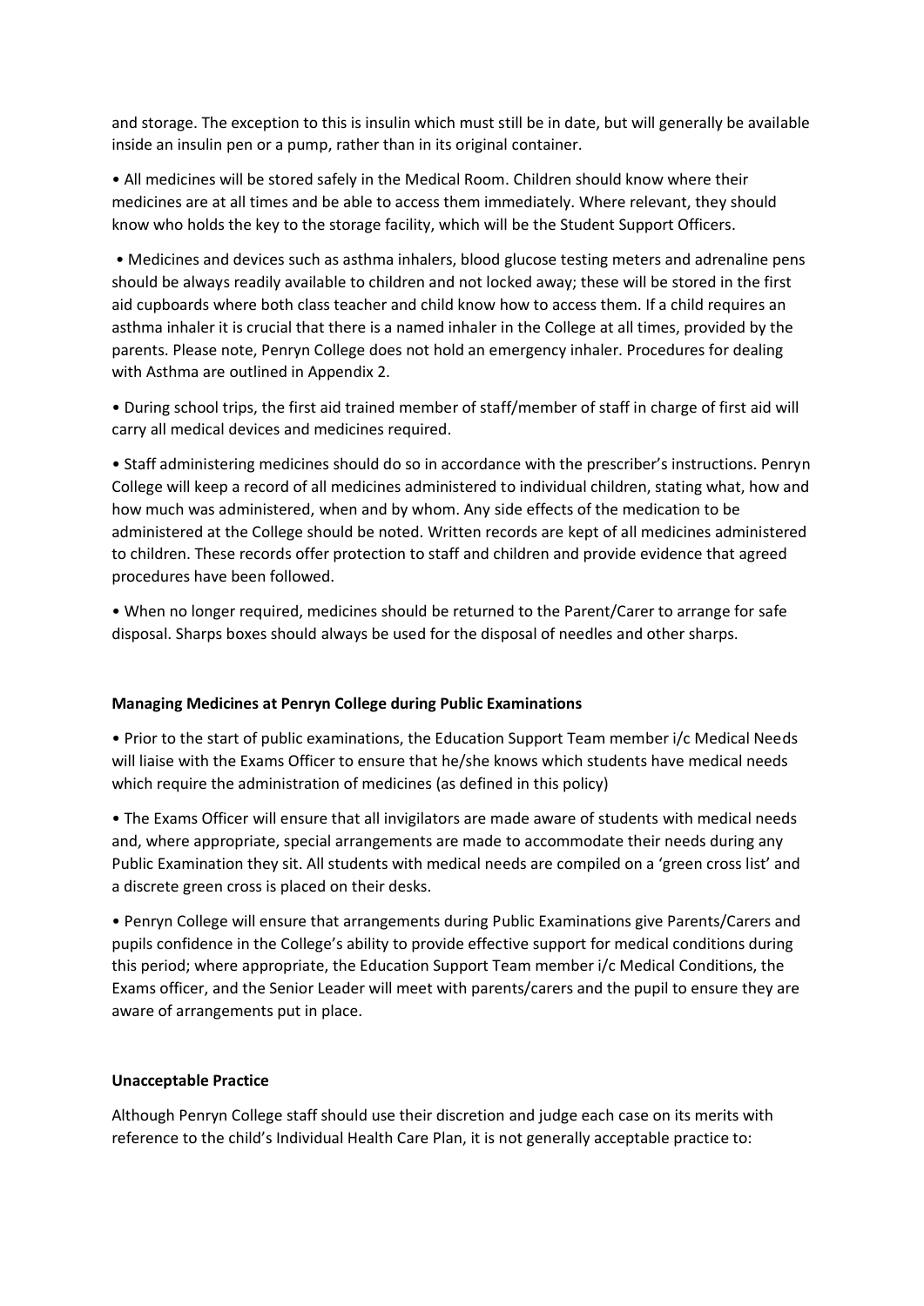and storage. The exception to this is insulin which must still be in date, but will generally be available inside an insulin pen or a pump, rather than in its original container.

- All medicines will be stored safely in the Medical Room. Children should know where their medicines are at all times and be able to access them immediately. Where relevant, they should know who holds the key to the storage facility, which will be the Student Support Officers.

- Medicines and devices such as asthma inhalers, blood glucose testing meters and adrenaline pens should be always readily available to children and not locked away; these will be stored in the first aid cupboards where both class teacher and child know how to access them. If a child requires an asthma inhaler it is crucial that there is a named inhaler in the College at all times, provided by the parents. Please note, Penryn College does not hold an emergency inhaler. Procedures for dealing with Asthma are outlined in Appendix 2.

- During school trips, the first aid trained member of staff/member of staff in charge of first aid will carry all medical devices and medicines required.

- Staff administering medicines should do so in accordance with the prescriber's instructions. Penryn College will keep a record of all medicines administered to individual children, stating what, how and how much was administered, when and by whom. Any side effects of the medication to be administered at the College should be noted. Written records are kept of all medicines administered to children. These records offer protection to staff and children and provide evidence that agreed procedures have been followed.

- When no longer required, medicines should be returned to the Parent/Carer to arrange for safe disposal. Sharps boxes should always be used for the disposal of needles and other sharps.

**Managing Medicines at Penryn College during Public Examinations**

- Prior to the start of public examinations, the Education Support Team member i/c Medical Needs will liaise with the Exams Officer to ensure that he/she knows which students have medical needs which require the administration of medicines (as defined in this policy)

- The Exams Officer will ensure that all invigilators are made aware of students with medical needs and, where appropriate, special arrangements are made to accommodate their needs during any Public Examination they sit. All students with medical needs are compiled on a 'green cross list' and a discrete green cross is placed on their desks.

- Penryn College will ensure that arrangements during Public Examinations give Parents/Carers and pupils confidence in the College's ability to provide effective support for medical conditions during this period; where appropriate, the Education Support Team member i/c Medical Conditions, the Exams officer, and the Senior Leader will meet with parents/carers and the pupil to ensure they are aware of arrangements put in place.

**Unacceptable Practice**

Although Penryn College staff should use their discretion and judge each case on its merits with reference to the child's Individual Health Care Plan, it is not generally acceptable practice to: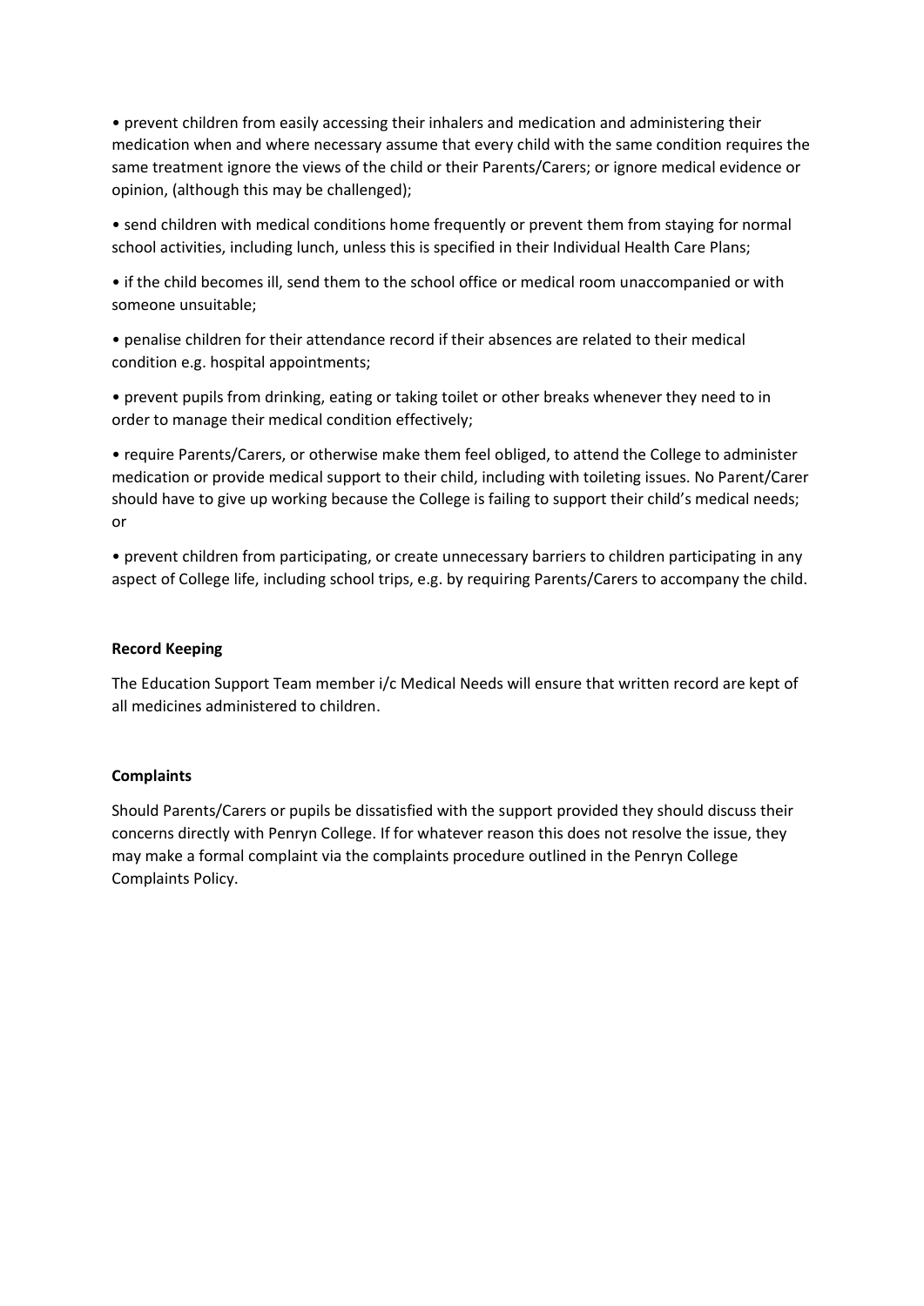- prevent children from easily accessing their inhalers and medication and administering their medication when and where necessary assume that every child with the same condition requires the same treatment ignore the views of the child or their Parents/Carers; or ignore medical evidence or opinion, (although this may be challenged);
- send children with medical conditions home frequently or prevent them from staying for normal school activities, including lunch, unless this is specified in their Individual Health Care Plans;
- if the child becomes ill, send them to the school office or medical room unaccompanied or with someone unsuitable;
- penalise children for their attendance record if their absences are related to their medical condition e.g. hospital appointments;
- prevent pupils from drinking, eating or taking toilet or other breaks whenever they need to in order to manage their medical condition effectively;
- require Parents/Carers, or otherwise make them feel obliged, to attend the College to administer medication or provide medical support to their child, including with toileting issues. No Parent/Carer should have to give up working because the College is failing to support their child's medical needs; or
- prevent children from participating, or create unnecessary barriers to children participating in any aspect of College life, including school trips, e.g. by requiring Parents/Carers to accompany the child.

**Record Keeping**

The Education Support Team member i/c Medical Needs will ensure that written record are kept of all medicines administered to children.

**Complaints**

Should Parents/Carers or pupils be dissatisfied with the support provided they should discuss their concerns directly with Penryn College. If for whatever reason this does not resolve the issue, they may make a formal complaint via the complaints procedure outlined in the Penryn College Complaints Policy.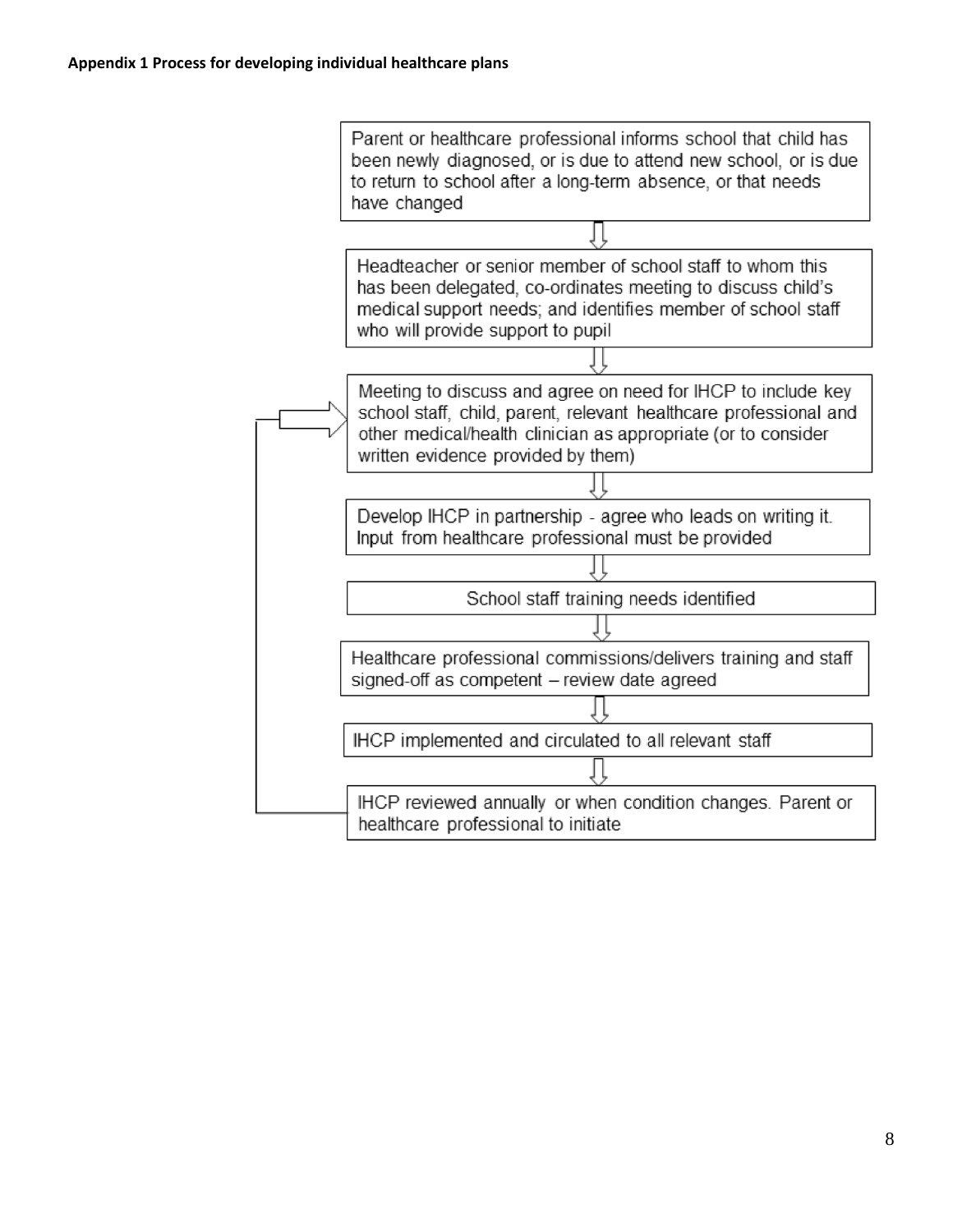**Appendix 1 Process for developing individual healthcare plans**

1. Parent or healthcare professional informs school that child has been newly diagnosed, or is due to attend new school, or is due to return to school after a long-term absence, or that needs have changed

   ⇓

2. Headteacher or senior member of school staff to whom this has been delegated, co-ordinates meeting to discuss child's medical support needs; and identifies member of school staff who will provide support to pupil

   ⇓

3. Meeting to discuss and agree on need for IHCP to include key school staff, child, parent, relevant healthcare professional and other medical/health clinician as appropriate (or to consider written evidence provided by them)

   ⇓

4. Develop IHCP in partnership - agree who leads on writing it. Input from healthcare professional must be provided

   ⇓

5. School staff training needs identified

   ⇓

6. Healthcare professional commissions/delivers training and staff signed-off as competent – review date agreed

   ⇓

7. IHCP implemented and circulated to all relevant staff

   ⇓

8. IHCP reviewed annually or when condition changes. Parent or healthcare professional to initiate (returns to step 3)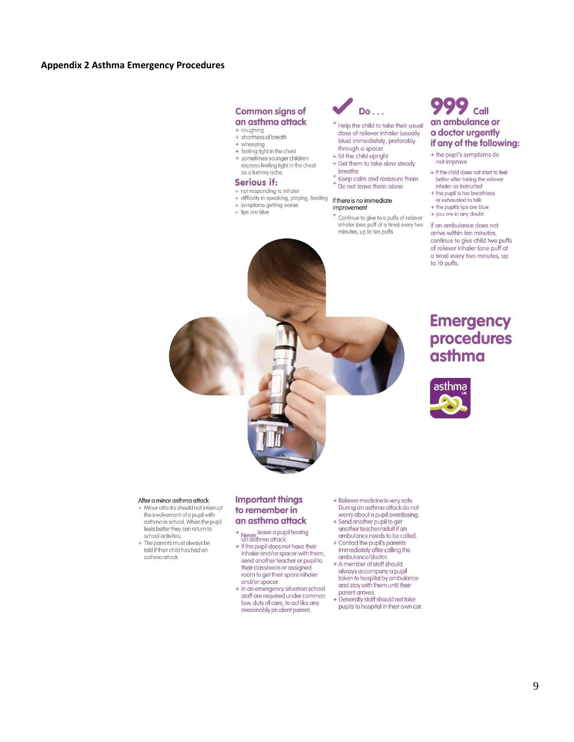**Appendix 2 Asthma Emergency Procedures**

## Common signs of an asthma attack

- coughing
- shortness of breath
- wheezing
- feeling tight in the chest
- sometimes younger children express feeling tight in the chest as a tummy ache.

## Serious if:

- not responding to inhaler
- difficulty in speaking, playing, feeding
- symptoms getting worse
- lips are blue

## Do . . .

- Help the child to take their usual dose of reliever inhaler (usually blue) immediately, preferably through a spacer
- Sit the child upright
- Get them to take slow steady breaths
- Keep calm and reassure them
- Do not leave them alone

If there is no immediate improvement

- Continue to give two puffs of reliever inhaler (one puff at a time) every two minutes, up to ten puffs

## 999 Call an ambulance or a doctor urgently if any of the following:

- the pupil's symptoms do not improve
- if the child does not start to feel better after taking the reliever inhaler as instructed
- the pupil is too breathless or exhausted to talk
- the pupil's lips are blue
- you are in any doubt.

If an ambulance does not arrive within ten minutes, continue to give child two puffs of reliever inhaler (one puff at a time) every two minutes, up to 10 puffs.

# Emergency procedures asthma

asthma UK

After a minor asthma attack

- Minor attacks should not interrupt the involvement of a pupil with asthma in school. When the pupil feels better they can return to school activities.
- The parents must always be told if their child has had an asthma attack.

## Important things to remember in an asthma attack

- Never leave a pupil having an asthma attack.
- If the pupil does not have their inhaler and/or spacer with them, send another teacher or pupil to their classroom or assigned room to get their spare inhaler and/or spacer.
- In an emergency situation school staff are required under common law, duty of care, to act like any reasonably prudent parent.
- Reliever medicine is very safe. During an asthma attack do not worry about a pupil overdosing.
- Send another pupil to get another teacher/adult if an ambulance needs to be called.
- Contact the pupil's parents immediately after calling the ambulance/doctor.
- A member of staff should always accompany a pupil taken to hospital by ambulance and stay with them until their parent arrives.
- Generally staff should not take pupils to hospital in their own car.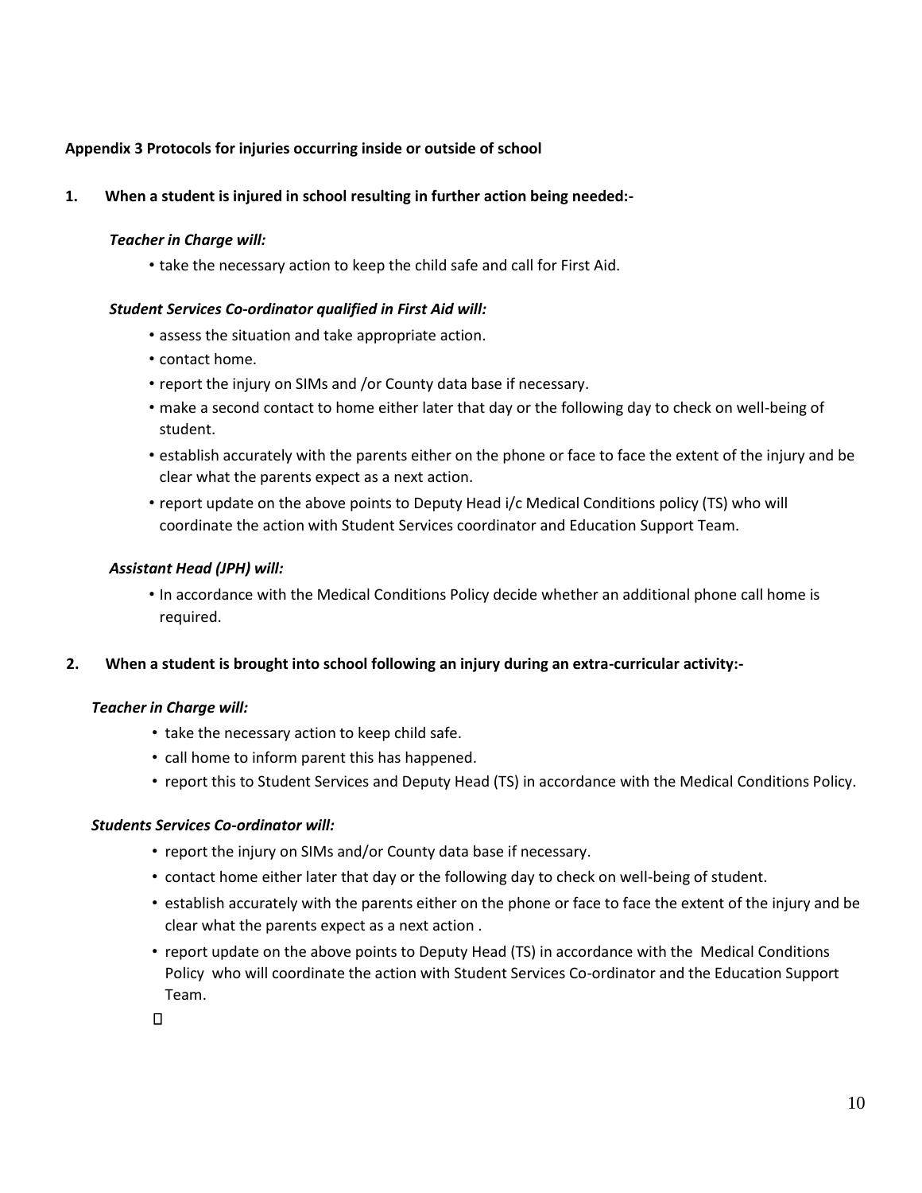**Appendix 3 Protocols for injuries occurring inside or outside of school**

**1. When a student is injured in school resulting in further action being needed:-**

***Teacher in Charge will:***

- take the necessary action to keep the child safe and call for First Aid.

***Student Services Co-ordinator qualified in First Aid will:***

- assess the situation and take appropriate action.
- contact home.
- report the injury on SIMs and /or County data base if necessary.
- make a second contact to home either later that day or the following day to check on well-being of student.
- establish accurately with the parents either on the phone or face to face the extent of the injury and be clear what the parents expect as a next action.
- report update on the above points to Deputy Head i/c Medical Conditions policy (TS) who will coordinate the action with Student Services coordinator and Education Support Team.

***Assistant Head (JPH) will:***

- In accordance with the Medical Conditions Policy decide whether an additional phone call home is required.

**2. When a student is brought into school following an injury during an extra-curricular activity:-**

***Teacher in Charge will:***

- take the necessary action to keep child safe.
- call home to inform parent this has happened.
- report this to Student Services and Deputy Head (TS) in accordance with the Medical Conditions Policy.

***Students Services Co-ordinator will:***

- report the injury on SIMs and/or County data base if necessary.
- contact home either later that day or the following day to check on well-being of student.
- establish accurately with the parents either on the phone or face to face the extent of the injury and be clear what the parents expect as a next action .
- report update on the above points to Deputy Head (TS) in accordance with the Medical Conditions Policy who will coordinate the action with Student Services Co-ordinator and the Education Support Team.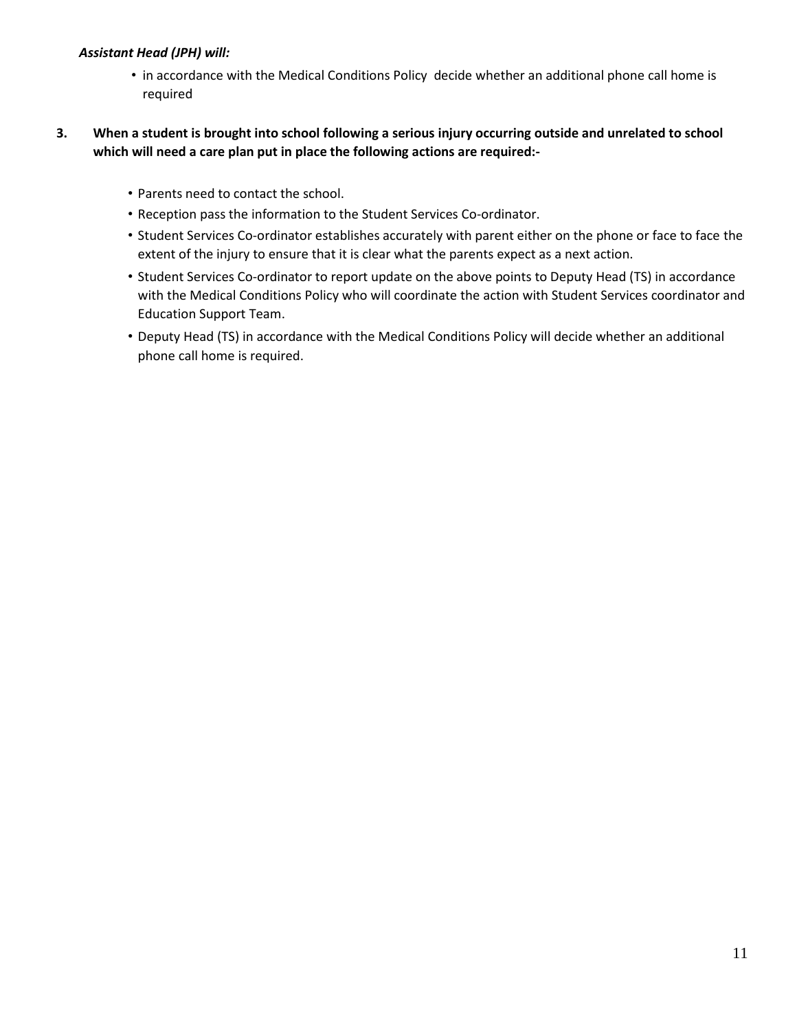***Assistant Head (JPH) will:***

- in accordance with the Medical Conditions Policy decide whether an additional phone call home is required

**3. When a student is brought into school following a serious injury occurring outside and unrelated to school which will need a care plan put in place the following actions are required:-**

- Parents need to contact the school.
- Reception pass the information to the Student Services Co-ordinator.
- Student Services Co-ordinator establishes accurately with parent either on the phone or face to face the extent of the injury to ensure that it is clear what the parents expect as a next action.
- Student Services Co-ordinator to report update on the above points to Deputy Head (TS) in accordance with the Medical Conditions Policy who will coordinate the action with Student Services coordinator and Education Support Team.
- Deputy Head (TS) in accordance with the Medical Conditions Policy will decide whether an additional phone call home is required.